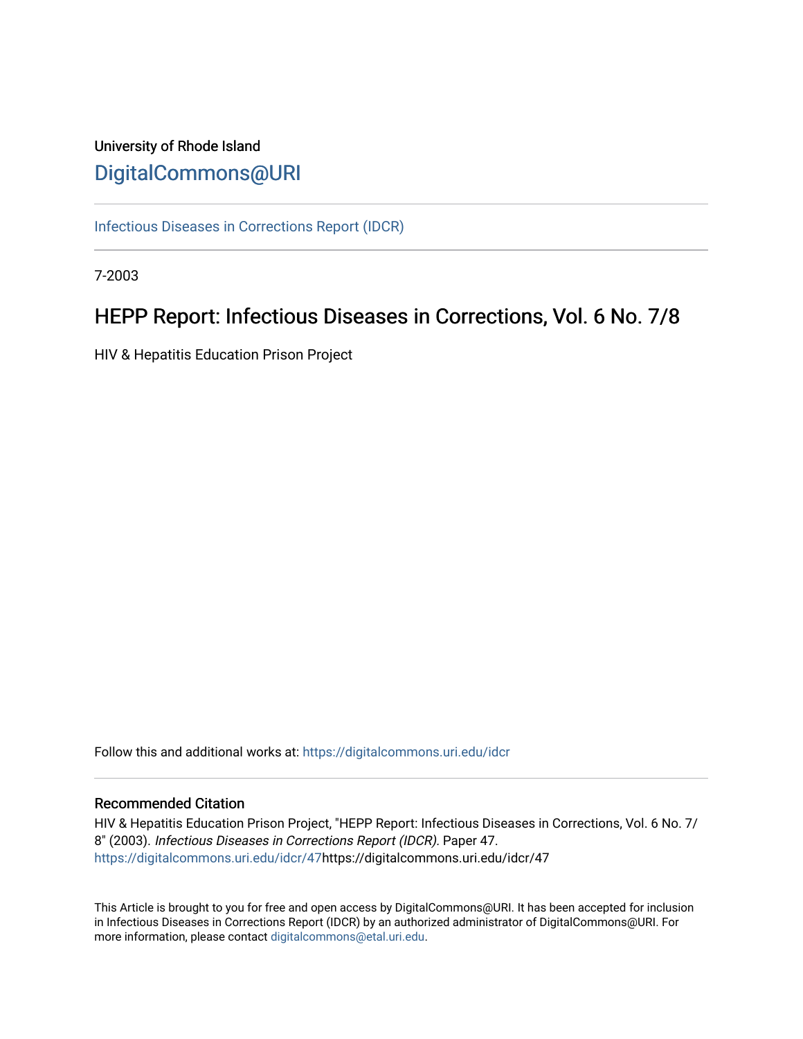University of Rhode Island

DigitalCommons@URI

Infectious Diseases in Corrections Report (IDCR)

7-2003

# HEPP Report: Infectious Diseases in Corrections, Vol. 6 No. 7/8

HIV & Hepatitis Education Prison Project

Follow this and additional works at: https://digitalcommons.uri.edu/idcr

## Recommended Citation

HIV & Hepatitis Education Prison Project, "HEPP Report: Infectious Diseases in Corrections, Vol. 6 No. 7/8" (2003). *Infectious Diseases in Corrections Report (IDCR).* Paper 47.
https://digitalcommons.uri.edu/idcr/47https://digitalcommons.uri.edu/idcr/47

This Article is brought to you for free and open access by DigitalCommons@URI. It has been accepted for inclusion in Infectious Diseases in Corrections Report (IDCR) by an authorized administrator of DigitalCommons@URI. For more information, please contact digitalcommons@etal.uri.edu.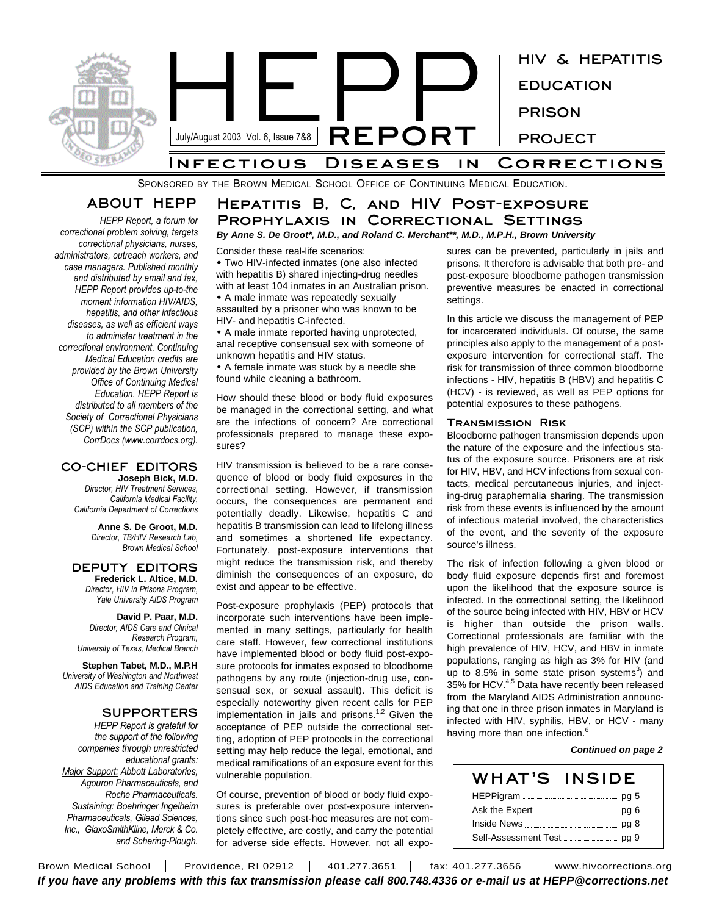# HEPP REPORT

HIV & HEPATITIS EDUCATION PRISON PROJECT

July/August 2003 Vol. 6, Issue 7&8

## Infectious Diseases in Corrections

Sponsored by the Brown Medical School Office of Continuing Medical Education.

### ABOUT HEPP

*HEPP Report, a forum for correctional problem solving, targets correctional physicians, nurses, administrators, outreach workers, and case managers. Published monthly and distributed by email and fax, HEPP Report provides up-to-the moment information HIV/AIDS, hepatitis, and other infectious diseases, as well as efficient ways to administer treatment in the correctional environment. Continuing Medical Education credits are provided by the Brown University Office of Continuing Medical Education. HEPP Report is distributed to all members of the Society of Correctional Physicians (SCP) within the SCP publication, CorrDocs (www.corrdocs.org).*

### CO-CHIEF EDITORS

**Joseph Bick, M.D.**
*Director, HIV Treatment Services, California Medical Facility, California Department of Corrections*

**Anne S. De Groot, M.D.**
*Director, TB/HIV Research Lab, Brown Medical School*

### DEPUTY EDITORS

**Frederick L. Altice, M.D.**
*Director, HIV in Prisons Program, Yale University AIDS Program*

**David P. Paar, M.D.**
*Director, AIDS Care and Clinical Research Program, University of Texas, Medical Branch*

**Stephen Tabet, M.D., M.P.H**
*University of Washington and Northwest AIDS Education and Training Center*

### SUPPORTERS

*HEPP Report is grateful for the support of the following companies through unrestricted educational grants: Major Support: Abbott Laboratories, Agouron Pharmaceuticals, and Roche Pharmaceuticals. Sustaining: Boehringer Ingelheim Pharmaceuticals, Gilead Sciences, Inc., GlaxoSmithKline, Merck & Co. and Schering-Plough.*

## Hepatitis B, C, and HIV Post-exposure Prophylaxis in Correctional Settings

***By Anne S. De Groot\*, M.D., and Roland C. Merchant\*\*, M.D., M.P.H., Brown University***

Consider these real-life scenarios:

- Two HIV-infected inmates (one also infected with hepatitis B) shared injecting-drug needles with at least 104 inmates in an Australian prison.
- A male inmate was repeatedly sexually assaulted by a prisoner who was known to be HIV- and hepatitis C-infected.
- A male inmate reported having unprotected, anal receptive consensual sex with someone of unknown hepatitis and HIV status.
- A female inmate was stuck by a needle she found while cleaning a bathroom.

How should these blood or body fluid exposures be managed in the correctional setting, and what are the infections of concern? Are correctional professionals prepared to manage these exposures?

HIV transmission is believed to be a rare consequence of blood or body fluid exposures in the correctional setting. However, if transmission occurs, the consequences are permanent and potentially deadly. Likewise, hepatitis C and hepatitis B transmission can lead to lifelong illness and sometimes a shortened life expectancy. Fortunately, post-exposure interventions that might reduce the transmission risk, and thereby diminish the consequences of an exposure, do exist and appear to be effective.

Post-exposure prophylaxis (PEP) protocols that incorporate such interventions have been implemented in many settings, particularly for health care staff. However, few correctional institutions have implemented blood or body fluid post-exposure protocols for inmates exposed to bloodborne pathogens by any route (injection-drug use, consensual sex, or sexual assault). This deficit is especially noteworthy given recent calls for PEP implementation in jails and prisons.[1,2] Given the acceptance of PEP outside the correctional setting, adoption of PEP protocols in the correctional setting may help reduce the legal, emotional, and medical ramifications of an exposure event for this vulnerable population.

Of course, prevention of blood or body fluid exposures is preferable over post-exposure interventions since such post-hoc measures are not completely effective, are costly, and carry the potential for adverse side effects. However, not all exposures can be prevented, particularly in jails and prisons. It therefore is advisable that both pre- and post-exposure bloodborne pathogen transmission preventive measures be enacted in correctional settings.

In this article we discuss the management of PEP for incarcerated individuals. Of course, the same principles also apply to the management of a post-exposure intervention for correctional staff. The risk for transmission of three common bloodborne infections - HIV, hepatitis B (HBV) and hepatitis C (HCV) - is reviewed, as well as PEP options for potential exposures to these pathogens.

### Transmission Risk

Bloodborne pathogen transmission depends upon the nature of the exposure and the infectious status of the exposure source. Prisoners are at risk for HIV, HBV, and HCV infections from sexual contacts, medical percutaneous injuries, and injecting-drug paraphernalia sharing. The transmission risk from these events is influenced by the amount of infectious material involved, the characteristics of the event, and the severity of the exposure source's illness.

The risk of infection following a given blood or body fluid exposure depends first and foremost upon the likelihood that the exposure source is infected. In the correctional setting, the likelihood of the source being infected with HIV, HBV or HCV is higher than outside the prison walls. Correctional professionals are familiar with the high prevalence of HIV, HCV, and HBV in inmate populations, ranging as high as 3% for HIV (and up to 8.5% in some state prison systems[3]) and 35% for HCV.[4,5] Data have recently been released from the Maryland AIDS Administration announcing that one in three prison inmates in Maryland is infected with HIV, syphilis, HBV, or HCV - many having more than one infection.[6]

***Continued on page 2***

### WHAT'S INSIDE

| | |
|---|---|
| HEPPigram | pg 5 |
| Ask the Expert | pg 6 |
| Inside News | pg 8 |
| Self-Assessment Test | pg 9 |

Brown Medical School | Providence, RI 02912 | 401.277.3651 | fax: 401.277.3656 | www.hivcorrections.org

***If you have any problems with this fax transmission please call 800.748.4336 or e-mail us at HEPP@corrections.net***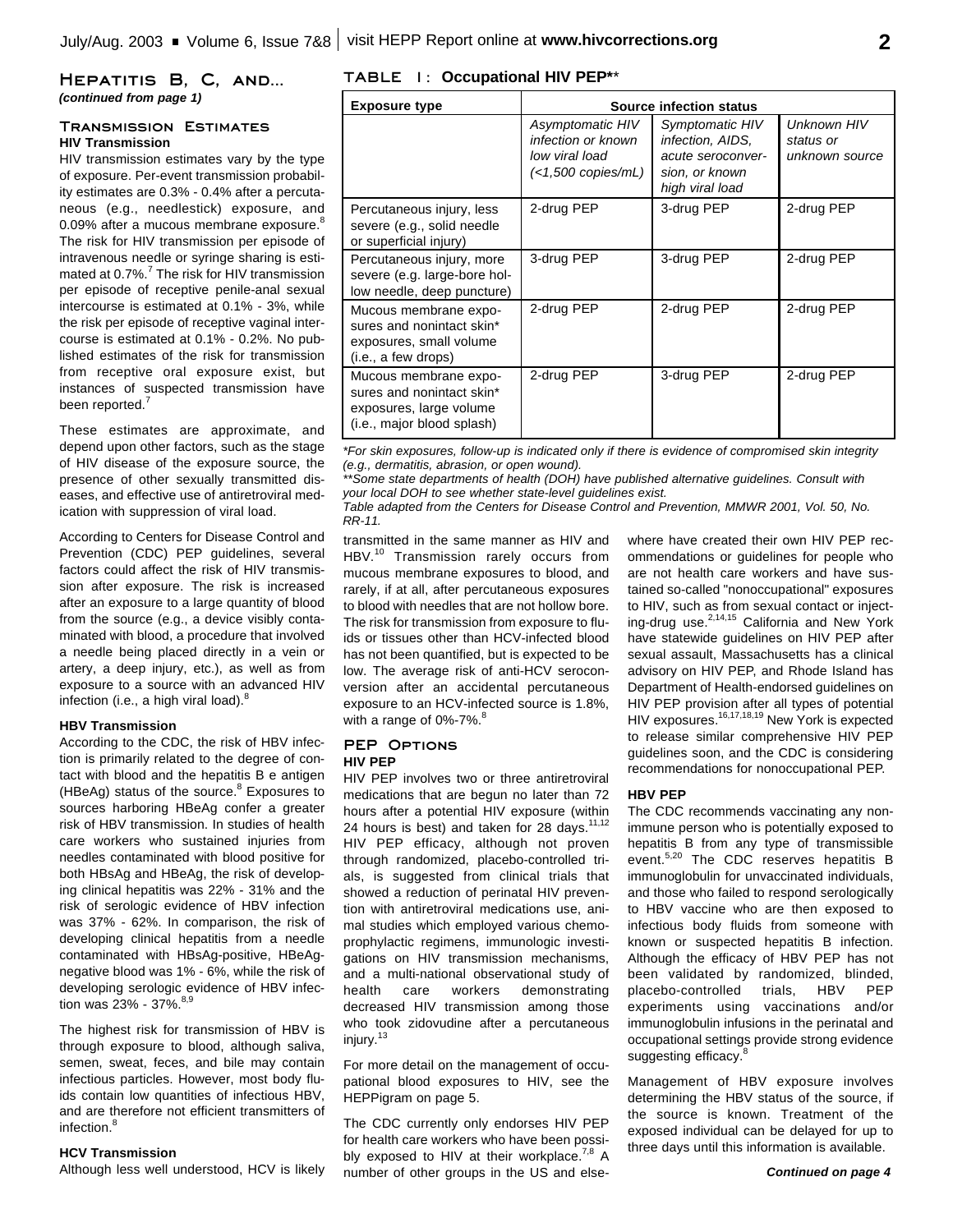## Hepatitis B, C, and...

*(continued from page 1)*

### Transmission Estimates

**HIV Transmission**

HIV transmission estimates vary by the type of exposure. Per-event transmission probability estimates are 0.3% - 0.4% after a percutaneous (e.g., needlestick) exposure, and 0.09% after a mucous membrane exposure.[8] The risk for HIV transmission per episode of intravenous needle or syringe sharing is estimated at 0.7%.[7] The risk for HIV transmission per episode of receptive penile-anal sexual intercourse is estimated at 0.1% - 3%, while the risk per episode of receptive vaginal intercourse is estimated at 0.1% - 0.2%. No published estimates of the risk for transmission from receptive oral exposure exist, but instances of suspected transmission have been reported.[7]

These estimates are approximate, and depend upon other factors, such as the stage of HIV disease of the exposure source, the presence of other sexually transmitted diseases, and effective use of antiretroviral medication with suppression of viral load.

According to Centers for Disease Control and Prevention (CDC) PEP guidelines, several factors could affect the risk of HIV transmission after exposure. The risk is increased after an exposure to a large quantity of blood from the source (e.g., a device visibly contaminated with blood, a procedure that involved a needle being placed directly in a vein or artery, a deep injury, etc.), as well as from exposure to a source with an advanced HIV infection (i.e., a high viral load).[8]

**HBV Transmission**

According to the CDC, the risk of HBV infection is primarily related to the degree of contact with blood and the hepatitis B e antigen (HBeAg) status of the source.[8] Exposures to sources harboring HBeAg confer a greater risk of HBV transmission. In studies of health care workers who sustained injuries from needles contaminated with blood positive for both HBsAg and HBeAg, the risk of developing clinical hepatitis was 22% - 31% and the risk of serologic evidence of HBV infection was 37% - 62%. In comparison, the risk of developing clinical hepatitis from a needle contaminated with HBsAg-positive, HBeAg-negative blood was 1% - 6%, while the risk of developing serologic evidence of HBV infection was 23% - 37%.[8,9]

The highest risk for transmission of HBV is through exposure to blood, although saliva, semen, sweat, feces, and bile may contain infectious particles. However, most body fluids contain low quantities of infectious HBV, and are therefore not efficient transmitters of infection.[8]

**HCV Transmission**

Although less well understood, HCV is likely transmitted in the same manner as HIV and HBV.[10] Transmission rarely occurs from mucous membrane exposures to blood, and rarely, if at all, after percutaneous exposures to blood with needles that are not hollow bore. The risk for transmission from exposure to fluids or tissues other than HCV-infected blood has not been quantified, but is expected to be low. The average risk of anti-HCV seroconversion after an accidental percutaneous exposure to an HCV-infected source is 1.8%, with a range of 0%-7%.[8]

**TABLE 1: Occupational HIV PEP\*\***

| Exposure type | Source infection status | | |
|---|---|---|---|
| | *Asymptomatic HIV infection or known low viral load (<1,500 copies/mL)* | *Symptomatic HIV infection, AIDS, acute seroconversion, or known high viral load* | *Unknown HIV status or unknown source* |
| Percutaneous injury, less severe (e.g., solid needle or superficial injury) | 2-drug PEP | 3-drug PEP | 2-drug PEP |
| Percutaneous injury, more severe (e.g. large-bore hollow needle, deep puncture) | 3-drug PEP | 3-drug PEP | 2-drug PEP |
| Mucous membrane exposures and nonintact skin* exposures, small volume (i.e., a few drops) | 2-drug PEP | 2-drug PEP | 2-drug PEP |
| Mucous membrane exposures and nonintact skin* exposures, large volume (i.e., major blood splash) | 2-drug PEP | 3-drug PEP | 2-drug PEP |

*\*For skin exposures, follow-up is indicated only if there is evidence of compromised skin integrity (e.g., dermatitis, abrasion, or open wound).*

*\*\*Some state departments of health (DOH) have published alternative guidelines. Consult with your local DOH to see whether state-level guidelines exist.*

*Table adapted from the Centers for Disease Control and Prevention, MMWR 2001, Vol. 50, No. RR-11.*

### PEP Options

**HIV PEP**

HIV PEP involves two or three antiretroviral medications that are begun no later than 72 hours after a potential HIV exposure (within 24 hours is best) and taken for 28 days.[11,12] HIV PEP efficacy, although not proven through randomized, placebo-controlled trials, is suggested from clinical trials that showed a reduction of perinatal HIV prevention with antiretroviral medications use, animal studies which employed various chemoprophylactic regimens, immunologic investigations on HIV transmission mechanisms, and a multi-national observational study of health care workers demonstrating decreased HIV transmission among those who took zidovudine after a percutaneous injury.[13]

For more detail on the management of occupational blood exposures to HIV, see the HEPPigram on page 5.

The CDC currently only endorses HIV PEP for health care workers who have been possibly exposed to HIV at their workplace.[7,8] A number of other groups in the US and elsewhere have created their own HIV PEP recommendations or guidelines for people who are not health care workers and have sustained so-called "nonoccupational" exposures to HIV, such as from sexual contact or injecting-drug use.[2,14,15] California and New York have statewide guidelines on HIV PEP after sexual assault, Massachusetts has a clinical advisory on HIV PEP, and Rhode Island has Department of Health-endorsed guidelines on HIV PEP provision after all types of potential HIV exposures.[16,17,18,19] New York is expected to release similar comprehensive HIV PEP guidelines soon, and the CDC is considering recommendations for nonoccupational PEP.

**HBV PEP**

The CDC recommends vaccinating any non-immune person who is potentially exposed to hepatitis B from any type of transmissible event.[5,20] The CDC reserves hepatitis B immunoglobulin for unvaccinated individuals, and those who failed to respond serologically to HBV vaccine who are then exposed to infectious body fluids from someone with known or suspected hepatitis B infection. Although the efficacy of HBV PEP has not been validated by randomized, blinded, placebo-controlled trials, HBV PEP experiments using vaccinations and/or immunoglobulin infusions in the perinatal and occupational settings provide strong evidence suggesting efficacy.[8]

Management of HBV exposure involves determining the HBV status of the source, if the source is known. Treatment of the exposed individual can be delayed for up to three days until this information is available.

***Continued on page 4***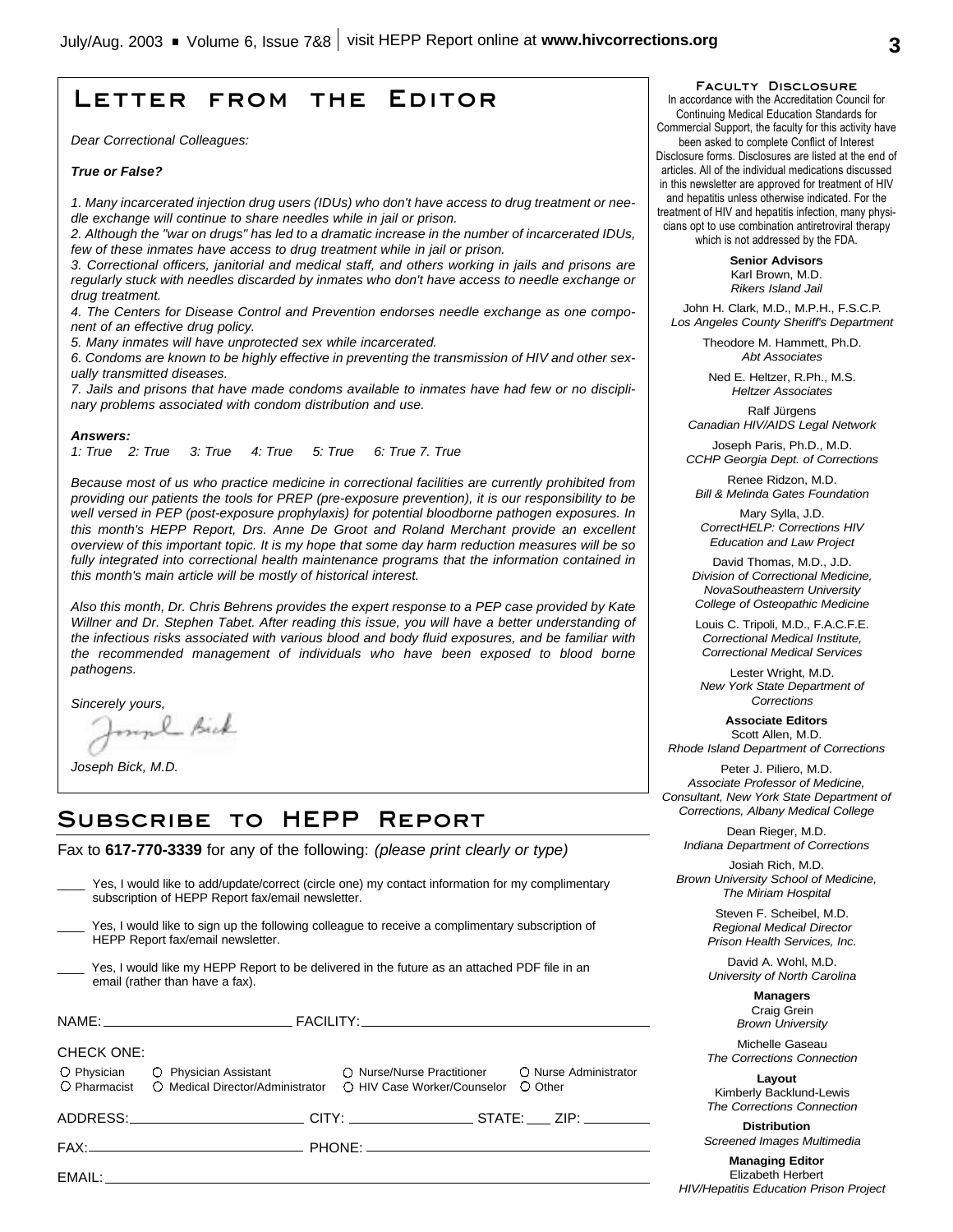# Letter from the Editor

*Dear Correctional Colleagues:*

***True or False?***

*1. Many incarcerated injection drug users (IDUs) who don't have access to drug treatment or needle exchange will continue to share needles while in jail or prison.*
*2. Although the "war on drugs" has led to a dramatic increase in the number of incarcerated IDUs, few of these inmates have access to drug treatment while in jail or prison.*
*3. Correctional officers, janitorial and medical staff, and others working in jails and prisons are regularly stuck with needles discarded by inmates who don't have access to needle exchange or drug treatment.*
*4. The Centers for Disease Control and Prevention endorses needle exchange as one component of an effective drug policy.*
*5. Many inmates will have unprotected sex while incarcerated.*
*6. Condoms are known to be highly effective in preventing the transmission of HIV and other sexually transmitted diseases.*
*7. Jails and prisons that have made condoms available to inmates have had few or no disciplinary problems associated with condom distribution and use.*

***Answers:***
*1: True 2: True 3: True 4: True 5: True 6: True 7. True*

*Because most of us who practice medicine in correctional facilities are currently prohibited from providing our patients the tools for PREP (pre-exposure prevention), it is our responsibility to be well versed in PEP (post-exposure prophylaxis) for potential bloodborne pathogen exposures. In this month's HEPP Report, Drs. Anne De Groot and Roland Merchant provide an excellent overview of this important topic. It is my hope that some day harm reduction measures will be so fully integrated into correctional health maintenance programs that the information contained in this month's main article will be mostly of historical interest.*

*Also this month, Dr. Chris Behrens provides the expert response to a PEP case provided by Kate Willner and Dr. Stephen Tabet. After reading this issue, you will have a better understanding of the infectious risks associated with various blood and body fluid exposures, and be familiar with the recommended management of individuals who have been exposed to blood borne pathogens.*

*Sincerely yours,*

*Joseph Bick, M.D.*

# Subscribe to HEPP Report

Fax to **617-770-3339** for any of the following: *(please print clearly or type)*

____ Yes, I would like to add/update/correct (circle one) my contact information for my complimentary subscription of HEPP Report fax/email newsletter.

____ Yes, I would like to sign up the following colleague to receive a complimentary subscription of HEPP Report fax/email newsletter.

____ Yes, I would like my HEPP Report to be delivered in the future as an attached PDF file in an email (rather than have a fax).

NAME: ______________________ FACILITY: ______________________

CHECK ONE:

○ Physician ○ Physician Assistant ○ Nurse/Nurse Practitioner ○ Nurse Administrator
○ Pharmacist ○ Medical Director/Administrator ○ HIV Case Worker/Counselor ○ Other

ADDRESS: ______________________ CITY: ______________ STATE: ___ ZIP: ________

FAX: ______________________ PHONE: ______________________

EMAIL: ______________________

## Faculty Disclosure

In accordance with the Accreditation Council for Continuing Medical Education Standards for Commercial Support, the faculty for this activity have been asked to complete Conflict of Interest Disclosure forms. Disclosures are listed at the end of articles. All of the individual medications discussed in this newsletter are approved for treatment of HIV and hepatitis unless otherwise indicated. For the treatment of HIV and hepatitis infection, many physicians opt to use combination antiretroviral therapy which is not addressed by the FDA.

**Senior Advisors**

Karl Brown, M.D.
*Rikers Island Jail*

John H. Clark, M.D., M.P.H., F.S.C.P.
*Los Angeles County Sheriff's Department*

Theodore M. Hammett, Ph.D.
*Abt Associates*

Ned E. Heltzer, R.Ph., M.S.
*Heltzer Associates*

Ralf Jürgens
*Canadian HIV/AIDS Legal Network*

Joseph Paris, Ph.D., M.D.
*CCHP Georgia Dept. of Corrections*

Renee Ridzon, M.D.
*Bill & Melinda Gates Foundation*

Mary Sylla, J.D.
*CorrectHELP: Corrections HIV Education and Law Project*

David Thomas, M.D., J.D.
*Division of Correctional Medicine, NovaSoutheastern University College of Osteopathic Medicine*

Louis C. Tripoli, M.D., F.A.C.F.E.
*Correctional Medical Institute, Correctional Medical Services*

Lester Wright, M.D.
*New York State Department of Corrections*

**Associate Editors**

Scott Allen, M.D.
*Rhode Island Department of Corrections*

Peter J. Piliero, M.D.
*Associate Professor of Medicine, Consultant, New York State Department of Corrections, Albany Medical College*

Dean Rieger, M.D.
*Indiana Department of Corrections*

Josiah Rich, M.D.
*Brown University School of Medicine, The Miriam Hospital*

Steven F. Scheibel, M.D.
*Regional Medical Director Prison Health Services, Inc.*

David A. Wohl, M.D.
*University of North Carolina*

**Managers**

Craig Grein
*Brown University*

Michelle Gaseau
*The Corrections Connection*

**Layout**

Kimberly Backlund-Lewis
*The Corrections Connection*

**Distribution**

*Screened Images Multimedia*

**Managing Editor**

Elizabeth Herbert
*HIV/Hepatitis Education Prison Project*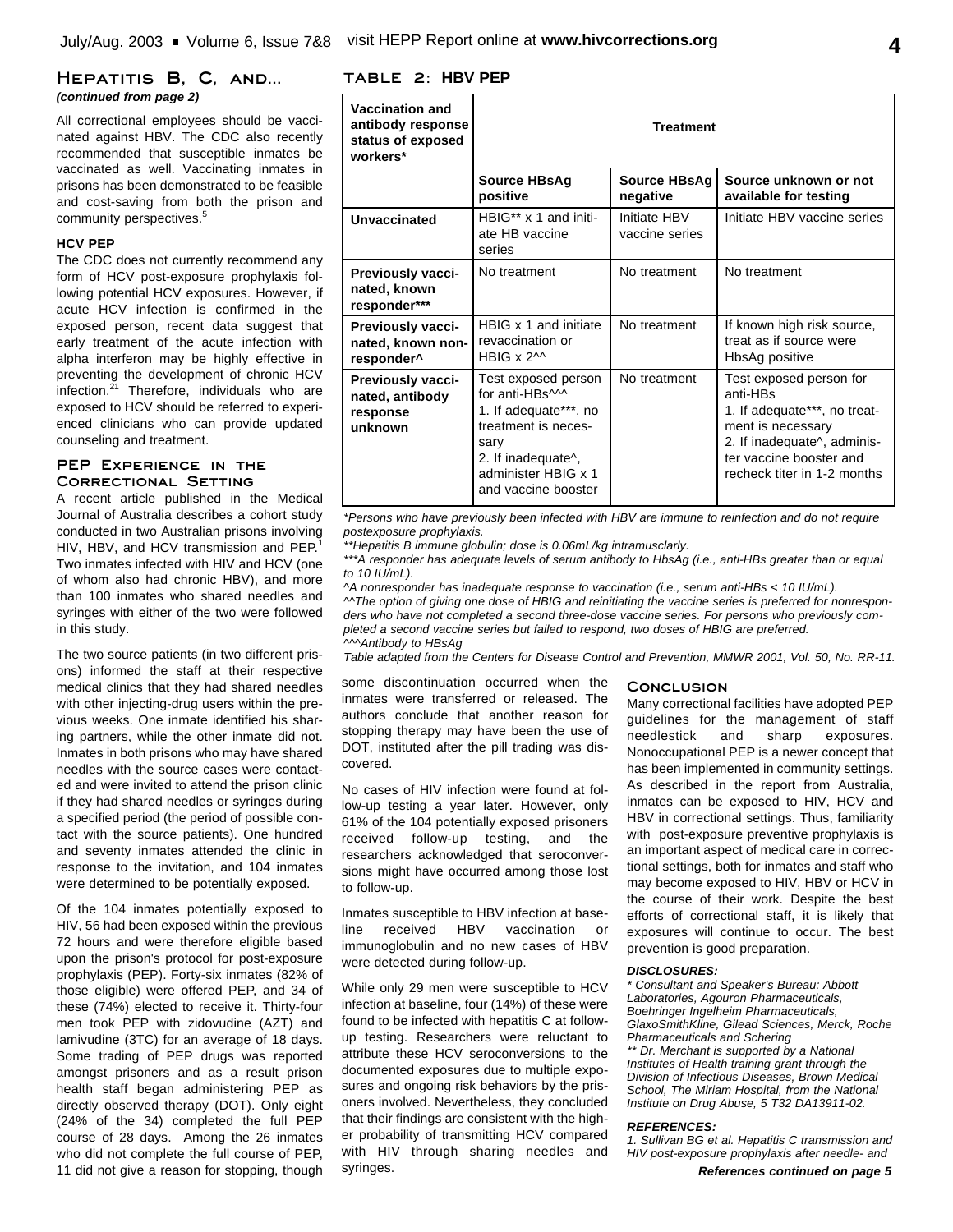## Hepatitis B, C, and...

*(continued from page 2)*

All correctional employees should be vaccinated against HBV. The CDC also recently recommended that susceptible inmates be vaccinated as well. Vaccinating inmates in prisons has been demonstrated to be feasible and cost-saving from both the prison and community perspectives.[5]

#### HCV PEP

The CDC does not currently recommend any form of HCV post-exposure prophylaxis following potential HCV exposures. However, if acute HCV infection is confirmed in the exposed person, recent data suggest that early treatment of the acute infection with alpha interferon may be highly effective in preventing the development of chronic HCV infection.[21] Therefore, individuals who are exposed to HCV should be referred to experienced clinicians who can provide updated counseling and treatment.

### PEP Experience in the Correctional Setting

A recent article published in the Medical Journal of Australia describes a cohort study conducted in two Australian prisons involving HIV, HBV, and HCV transmission and PEP.[1] Two inmates infected with HIV and HCV (one of whom also had chronic HBV), and more than 100 inmates who shared needles and syringes with either of the two were followed in this study.

The two source patients (in two different prisons) informed the staff at their respective medical clinics that they had shared needles with other injecting-drug users within the previous weeks. One inmate identified his sharing partners, while the other inmate did not. Inmates in both prisons who may have shared needles with the source cases were contacted and were invited to attend the prison clinic if they had shared needles or syringes during a specified period (the period of possible contact with the source patients). One hundred and seventy inmates attended the clinic in response to the invitation, and 104 inmates were determined to be potentially exposed.

Of the 104 inmates potentially exposed to HIV, 56 had been exposed within the previous 72 hours and were therefore eligible based upon the prison's protocol for post-exposure prophylaxis (PEP). Forty-six inmates (82% of those eligible) were offered PEP, and 34 of these (74%) elected to receive it. Thirty-four men took PEP with zidovudine (AZT) and lamivudine (3TC) for an average of 18 days. Some trading of PEP drugs was reported amongst prisoners and as a result prison health staff began administering PEP as directly observed therapy (DOT). Only eight (24% of the 34) completed the full PEP course of 28 days. Among the 26 inmates who did not complete the full course of PEP, 11 did not give a reason for stopping, though some discontinuation occurred when the inmates were transferred or released. The authors conclude that another reason for stopping therapy may have been the use of DOT, instituted after the pill trading was discovered.

No cases of HIV infection were found at follow-up testing a year later. However, only 61% of the 104 potentially exposed prisoners received follow-up testing, and the researchers acknowledged that seroconversions might have occurred among those lost to follow-up.

Inmates susceptible to HBV infection at baseline received HBV vaccination or immunoglobulin and no new cases of HBV were detected during follow-up.

While only 29 men were susceptible to HCV infection at baseline, four (14%) of these were found to be infected with hepatitis C at follow-up testing. Researchers were reluctant to attribute these HCV seroconversions to the documented exposures due to multiple exposures and ongoing risk behaviors by the prisoners involved. Nevertheless, they concluded that their findings are consistent with the higher probability of transmitting HCV compared with HIV through sharing needles and syringes.

### Table 2: HBV PEP

| Vaccination and antibody response status of exposed workers* | Treatment | | |
|---|---|---|---|
| | **Source HBsAg positive** | **Source HBsAg negative** | **Source unknown or not available for testing** |
| **Unvaccinated** | HBIG** x 1 and initiate HB vaccine series | Initiate HBV vaccine series | Initiate HBV vaccine series |
| **Previously vaccinated, known responder***** | No treatment | No treatment | No treatment |
| **Previously vaccinated, known non-responder^** | HBIG x 1 and initiate revaccination or HBIG x 2^^ | No treatment | If known high risk source, treat as if source were HbsAg positive |
| **Previously vaccinated, antibody response unknown** | Test exposed person for anti-HBs^^^ 1. If adequate***, no treatment is necessary 2. If inadequate^, administer HBIG x 1 and vaccine booster | No treatment | Test exposed person for anti-HBs 1. If adequate***, no treatment is necessary 2. If inadequate^, administer vaccine booster and recheck titer in 1-2 months |

*\*Persons who have previously been infected with HBV are immune to reinfection and do not require postexposure prophylaxis.*

*\*\*Hepatitis B immune globulin; dose is 0.06mL/kg intramusclarly.*

*\*\*\*A responder has adequate levels of serum antibody to HbsAg (i.e., anti-HBs greater than or equal to 10 IU/mL).*

*^A nonresponder has inadequate response to vaccination (i.e., serum anti-HBs < 10 IU/mL).*

*^^The option of giving one dose of HBIG and reinitiating the vaccine series is preferred for nonresponders who have not completed a second three-dose vaccine series. For persons who previously completed a second vaccine series but failed to respond, two doses of HBIG are preferred.*

*^^^Antibody to HBsAg*

*Table adapted from the Centers for Disease Control and Prevention, MMWR 2001, Vol. 50, No. RR-11.*

### Conclusion

Many correctional facilities have adopted PEP guidelines for the management of staff needlestick and sharp exposures. Nonoccupational PEP is a newer concept that has been implemented in community settings. As described in the report from Australia, inmates can be exposed to HIV, HCV and HBV in correctional settings. Thus, familiarity with post-exposure preventive prophylaxis is an important aspect of medical care in correctional settings, both for inmates and staff who may become exposed to HIV, HBV or HCV in the course of their work. Despite the best efforts of correctional staff, it is likely that exposures will continue to occur. The best prevention is good preparation.

#### DISCLOSURES:

*\* Consultant and Speaker's Bureau: Abbott Laboratories, Agouron Pharmaceuticals, Boehringer Ingelheim Pharmaceuticals, GlaxoSmithKline, Gilead Sciences, Merck, Roche Pharmaceuticals and Schering*

*\*\* Dr. Merchant is supported by a National Institutes of Health training grant through the Division of Infectious Diseases, Brown Medical School, The Miriam Hospital, from the National Institute on Drug Abuse, 5 T32 DA13911-02.*

#### REFERENCES:

*1. Sullivan BG et al. Hepatitis C transmission and HIV post-exposure prophylaxis after needle- and*

***References continued on page 5***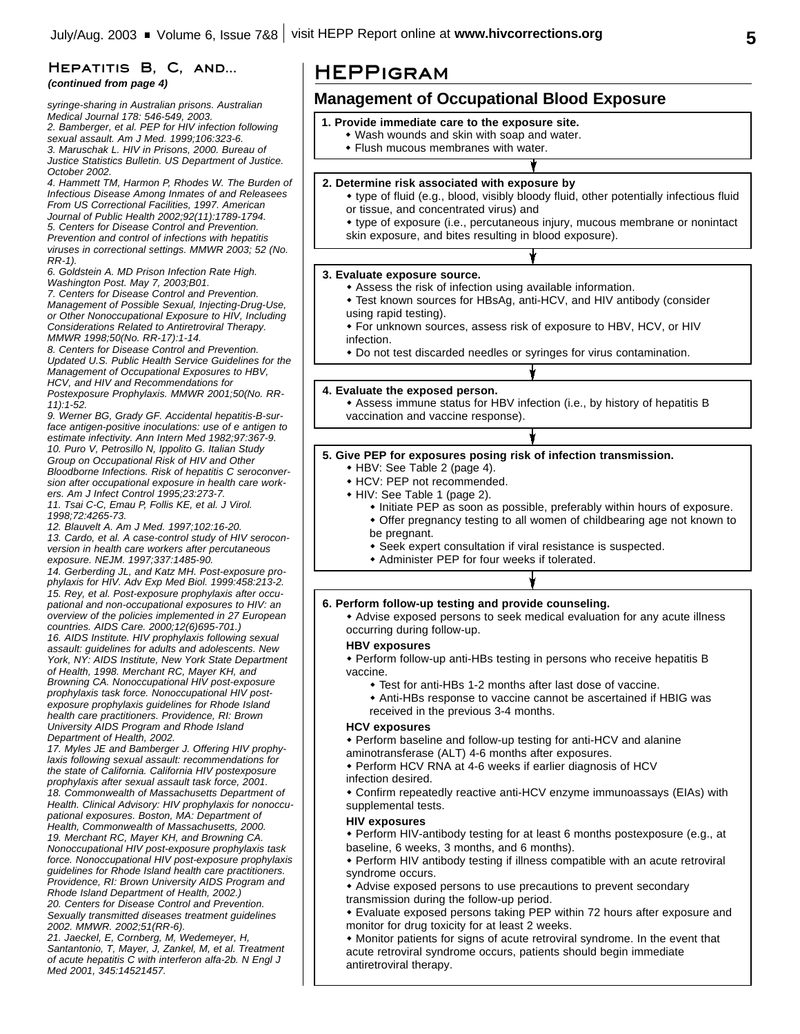## Hepatitis B, C, and...

*(continued from page 4)*

*syringe-sharing in Australian prisons. Australian Medical Journal 178: 546-549, 2003.*
*2. Bamberger, et al. PEP for HIV infection following sexual assault. Am J Med. 1999;106:323-6.*
*3. Maruschak L. HIV in Prisons, 2000. Bureau of Justice Statistics Bulletin. US Department of Justice. October 2002.*
*4. Hammett TM, Harmon P, Rhodes W. The Burden of Infectious Disease Among Inmates of and Releasees From US Correctional Facilities, 1997. American Journal of Public Health 2002;92(11):1789-1794.*
*5. Centers for Disease Control and Prevention. Prevention and control of infections with hepatitis viruses in correctional settings. MMWR 2003; 52 (No. RR-1).*
*6. Goldstein A. MD Prison Infection Rate High. Washington Post. May 7, 2003;B01.*
*7. Centers for Disease Control and Prevention. Management of Possible Sexual, Injecting-Drug-Use, or Other Nonoccupational Exposure to HIV, Including Considerations Related to Antiretroviral Therapy. MMWR 1998;50(No. RR-17):1-14.*
*8. Centers for Disease Control and Prevention. Updated U.S. Public Health Service Guidelines for the Management of Occupational Exposures to HBV, HCV, and HIV and Recommendations for Postexposure Prophylaxis. MMWR 2001;50(No. RR-11):1-52.*
*9. Werner BG, Grady GF. Accidental hepatitis-B-surface antigen-positive inoculations: use of e antigen to estimate infectivity. Ann Intern Med 1982;97:367-9.*
*10. Puro V, Petrosillo N, Ippolito G. Italian Study Group on Occupational Risk of HIV and Other Bloodborne Infections. Risk of hepatitis C seroconversion after occupational exposure in health care workers. Am J Infect Control 1995;23:273-7.*
*11. Tsai C-C, Emau P, Follis KE, et al. J Virol. 1998;72:4265-73.*
*12. Blauvelt A. Am J Med. 1997;102:16-20.*
*13. Cardo, et al. A case-control study of HIV seroconversion in health care workers after percutaneous exposure. NEJM. 1997;337:1485-90.*
*14. Gerberding JL, and Katz MH. Post-exposure prophylaxis for HIV. Adv Exp Med Biol. 1999:458:213-2.*
*15. Rey, et al. Post-exposure prophylaxis after occupational and non-occupational exposures to HIV: an overview of the policies implemented in 27 European countries. AIDS Care. 2000;12(6)695-701.)*
*16. AIDS Institute. HIV prophylaxis following sexual assault: guidelines for adults and adolescents. New York, NY: AIDS Institute, New York State Department of Health, 1998. Merchant RC, Mayer KH, and Browning CA. Nonoccupational HIV post-exposure prophylaxis task force. Nonoccupational HIV post-exposure prophylaxis guidelines for Rhode Island health care practitioners. Providence, RI: Brown University AIDS Program and Rhode Island Department of Health, 2002.*
*17. Myles JE and Bamberger J. Offering HIV prophylaxis following sexual assault: recommendations for the state of California. California HIV postexposure prophylaxis after sexual assault task force, 2001.*
*18. Commonwealth of Massachusetts Department of Health. Clinical Advisory: HIV prophylaxis for nonoccupational exposures. Boston, MA: Department of Health, Commonwealth of Massachusetts, 2000.*
*19. Merchant RC, Mayer KH, and Browning CA. Nonoccupational HIV post-exposure prophylaxis task force. Nonoccupational HIV post-exposure prophylaxis guidelines for Rhode Island health care practitioners. Providence, RI: Brown University AIDS Program and Rhode Island Department of Health, 2002.)*
*20. Centers for Disease Control and Prevention. Sexually transmitted diseases treatment guidelines 2002. MMWR. 2002;51(RR-6).*
*21. Jaeckel, E, Cornberg, M, Wedemeyer, H, Santantonio, T, Mayer, J, Zankel, M, et al. Treatment of acute hepatitis C with interferon alfa-2b. N Engl J Med 2001, 345:14521457.*

## HEPPigram

### Management of Occupational Blood Exposure

**1. Provide immediate care to the exposure site.**
- Wash wounds and skin with soap and water.
- Flush mucous membranes with water.

**2. Determine risk associated with exposure by**
- type of fluid (e.g., blood, visibly bloody fluid, other potentially infectious fluid or tissue, and concentrated virus) and
- type of exposure (i.e., percutaneous injury, mucous membrane or nonintact skin exposure, and bites resulting in blood exposure).

**3. Evaluate exposure source.**
- Assess the risk of infection using available information.
- Test known sources for HBsAg, anti-HCV, and HIV antibody (consider using rapid testing).
- For unknown sources, assess risk of exposure to HBV, HCV, or HIV infection.
- Do not test discarded needles or syringes for virus contamination.

**4. Evaluate the exposed person.**
- Assess immune status for HBV infection (i.e., by history of hepatitis B vaccination and vaccine response).

**5. Give PEP for exposures posing risk of infection transmission.**
- HBV: See Table 2 (page 4).
- HCV: PEP not recommended.
- HIV: See Table 1 (page 2).
  - Initiate PEP as soon as possible, preferably within hours of exposure.
  - Offer pregnancy testing to all women of childbearing age not known to be pregnant.
  - Seek expert consultation if viral resistance is suspected.
  - Administer PEP for four weeks if tolerated.

**6. Perform follow-up testing and provide counseling.**
- Advise exposed persons to seek medical evaluation for any acute illness occurring during follow-up.

**HBV exposures**
- Perform follow-up anti-HBs testing in persons who receive hepatitis B vaccine.
  - Test for anti-HBs 1-2 months after last dose of vaccine.
  - Anti-HBs response to vaccine cannot be ascertained if HBIG was received in the previous 3-4 months.

**HCV exposures**
- Perform baseline and follow-up testing for anti-HCV and alanine aminotransferase (ALT) 4-6 months after exposures.
- Perform HCV RNA at 4-6 weeks if earlier diagnosis of HCV infection desired.
- Confirm repeatedly reactive anti-HCV enzyme immunoassays (EIAs) with supplemental tests.

**HIV exposures**
- Perform HIV-antibody testing for at least 6 months postexposure (e.g., at baseline, 6 weeks, 3 months, and 6 months).
- Perform HIV antibody testing if illness compatible with an acute retroviral syndrome occurs.
- Advise exposed persons to use precautions to prevent secondary transmission during the follow-up period.
- Evaluate exposed persons taking PEP within 72 hours after exposure and monitor for drug toxicity for at least 2 weeks.
- Monitor patients for signs of acute retroviral syndrome. In the event that acute retroviral syndrome occurs, patients should begin immediate antiretroviral therapy.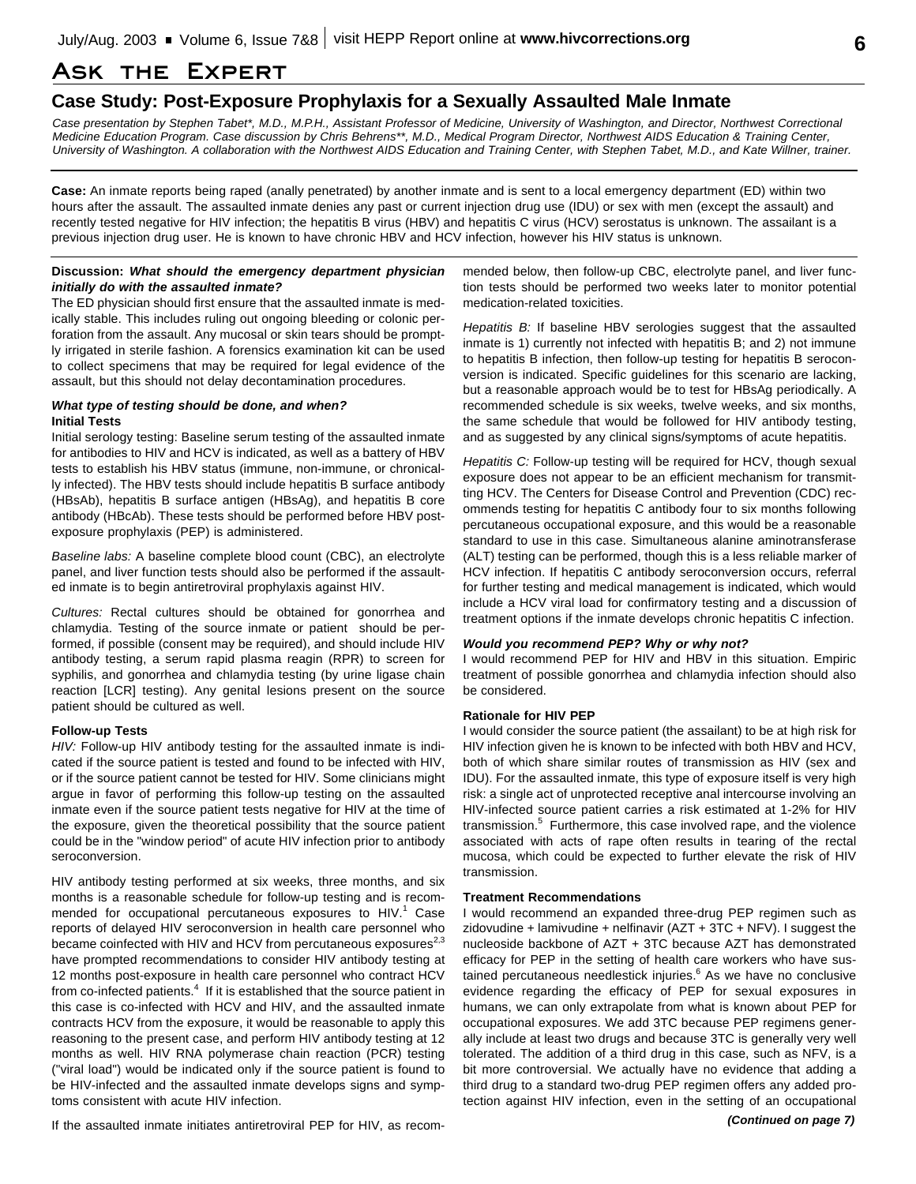# Ask the Expert

## Case Study: Post-Exposure Prophylaxis for a Sexually Assaulted Male Inmate

*Case presentation by Stephen Tabet\*, M.D., M.P.H., Assistant Professor of Medicine, University of Washington, and Director, Northwest Correctional Medicine Education Program. Case discussion by Chris Behrens\*\*, M.D., Medical Program Director, Northwest AIDS Education & Training Center, University of Washington. A collaboration with the Northwest AIDS Education and Training Center, with Stephen Tabet, M.D., and Kate Willner, trainer.*

**Case:** An inmate reports being raped (anally penetrated) by another inmate and is sent to a local emergency department (ED) within two hours after the assault. The assaulted inmate denies any past or current injection drug use (IDU) or sex with men (except the assault) and recently tested negative for HIV infection; the hepatitis B virus (HBV) and hepatitis C virus (HCV) serostatus is unknown. The assailant is a previous injection drug user. He is known to have chronic HBV and HCV infection, however his HIV status is unknown.

**Discussion: *What should the emergency department physician initially do with the assaulted inmate?***

The ED physician should first ensure that the assaulted inmate is medically stable. This includes ruling out ongoing bleeding or colonic perforation from the assault. Any mucosal or skin tears should be promptly irrigated in sterile fashion. A forensics examination kit can be used to collect specimens that may be required for legal evidence of the assault, but this should not delay decontamination procedures.

***What type of testing should be done, and when?***

**Initial Tests**

Initial serology testing: Baseline serum testing of the assaulted inmate for antibodies to HIV and HCV is indicated, as well as a battery of HBV tests to establish his HBV status (immune, non-immune, or chronically infected). The HBV tests should include hepatitis B surface antibody (HBsAb), hepatitis B surface antigen (HBsAg), and hepatitis B core antibody (HBcAb). These tests should be performed before HBV post-exposure prophylaxis (PEP) is administered.

*Baseline labs:* A baseline complete blood count (CBC), an electrolyte panel, and liver function tests should also be performed if the assaulted inmate is to begin antiretroviral prophylaxis against HIV.

*Cultures:* Rectal cultures should be obtained for gonorrhea and chlamydia. Testing of the source inmate or patient should be performed, if possible (consent may be required), and should include HIV antibody testing, a serum rapid plasma reagin (RPR) to screen for syphilis, and gonorrhea and chlamydia testing (by urine ligase chain reaction [LCR] testing). Any genital lesions present on the source patient should be cultured as well.

**Follow-up Tests**

*HIV:* Follow-up HIV antibody testing for the assaulted inmate is indicated if the source patient is tested and found to be infected with HIV, or if the source patient cannot be tested for HIV. Some clinicians might argue in favor of performing this follow-up testing on the assaulted inmate even if the source patient tests negative for HIV at the time of the exposure, given the theoretical possibility that the source patient could be in the "window period" of acute HIV infection prior to antibody seroconversion.

HIV antibody testing performed at six weeks, three months, and six months is a reasonable schedule for follow-up testing and is recommended for occupational percutaneous exposures to HIV.[1] Case reports of delayed HIV seroconversion in health care personnel who became coinfected with HIV and HCV from percutaneous exposures[2,3] have prompted recommendations to consider HIV antibody testing at 12 months post-exposure in health care personnel who contract HCV from co-infected patients.[4] If it is established that the source patient in this case is co-infected with HCV and HIV, and the assaulted inmate contracts HCV from the exposure, it would be reasonable to apply this reasoning to the present case, and perform HIV antibody testing at 12 months as well. HIV RNA polymerase chain reaction (PCR) testing ("viral load") would be indicated only if the source patient is found to be HIV-infected and the assaulted inmate develops signs and symptoms consistent with acute HIV infection.

If the assaulted inmate initiates antiretroviral PEP for HIV, as recommended below, then follow-up CBC, electrolyte panel, and liver function tests should be performed two weeks later to monitor potential medication-related toxicities.

*Hepatitis B:* If baseline HBV serologies suggest that the assaulted inmate is 1) currently not infected with hepatitis B; and 2) not immune to hepatitis B infection, then follow-up testing for hepatitis B seroconversion is indicated. Specific guidelines for this scenario are lacking, but a reasonable approach would be to test for HBsAg periodically. A recommended schedule is six weeks, twelve weeks, and six months, the same schedule that would be followed for HIV antibody testing, and as suggested by any clinical signs/symptoms of acute hepatitis.

*Hepatitis C:* Follow-up testing will be required for HCV, though sexual exposure does not appear to be an efficient mechanism for transmitting HCV. The Centers for Disease Control and Prevention (CDC) recommends testing for hepatitis C antibody four to six months following percutaneous occupational exposure, and this would be a reasonable standard to use in this case. Simultaneous alanine aminotransferase (ALT) testing can be performed, though this is a less reliable marker of HCV infection. If hepatitis C antibody seroconversion occurs, referral for further testing and medical management is indicated, which would include a HCV viral load for confirmatory testing and a discussion of treatment options if the inmate develops chronic hepatitis C infection.

***Would you recommend PEP? Why or why not?***

I would recommend PEP for HIV and HBV in this situation. Empiric treatment of possible gonorrhea and chlamydia infection should also be considered.

**Rationale for HIV PEP**

I would consider the source patient (the assailant) to be at high risk for HIV infection given he is known to be infected with both HBV and HCV, both of which share similar routes of transmission as HIV (sex and IDU). For the assaulted inmate, this type of exposure itself is very high risk: a single act of unprotected receptive anal intercourse involving an HIV-infected source patient carries a risk estimated at 1-2% for HIV transmission.[5] Furthermore, this case involved rape, and the violence associated with acts of rape often results in tearing of the rectal mucosa, which could be expected to further elevate the risk of HIV transmission.

**Treatment Recommendations**

I would recommend an expanded three-drug PEP regimen such as zidovudine + lamivudine + nelfinavir (AZT + 3TC + NFV). I suggest the nucleoside backbone of AZT + 3TC because AZT has demonstrated efficacy for PEP in the setting of health care workers who have sustained percutaneous needlestick injuries.[6] As we have no conclusive evidence regarding the efficacy of PEP for sexual exposures in humans, we can only extrapolate from what is known about PEP for occupational exposures. We add 3TC because PEP regimens generally include at least two drugs and because 3TC is generally very well tolerated. The addition of a third drug in this case, such as NFV, is a bit more controversial. We actually have no evidence that adding a third drug to a standard two-drug PEP regimen offers any added protection against HIV infection, even in the setting of an occupational

***(Continued on page 7)***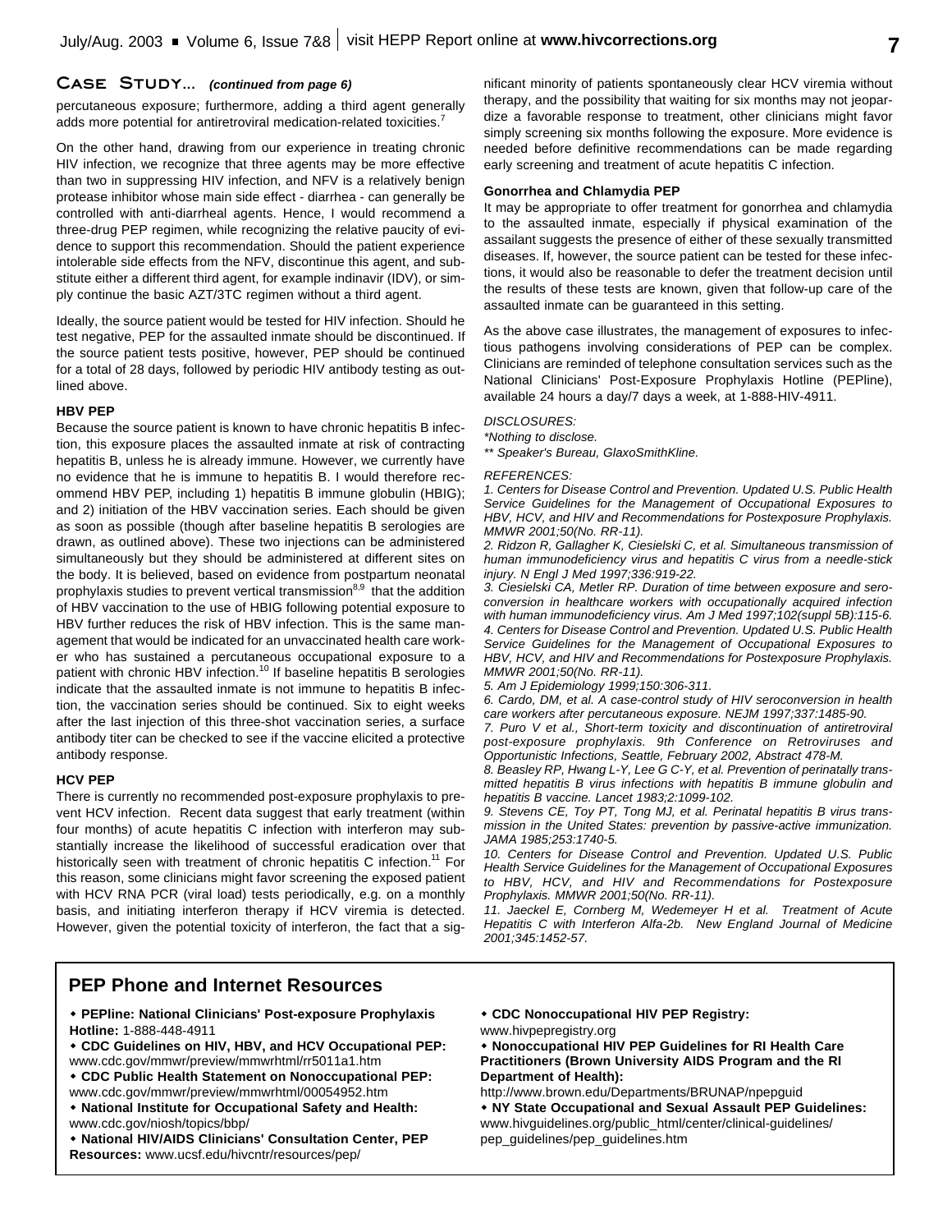## Case Study... *(continued from page 6)*

percutaneous exposure; furthermore, adding a third agent generally adds more potential for antiretroviral medication-related toxicities.[7]

On the other hand, drawing from our experience in treating chronic HIV infection, we recognize that three agents may be more effective than two in suppressing HIV infection, and NFV is a relatively benign protease inhibitor whose main side effect - diarrhea - can generally be controlled with anti-diarrheal agents. Hence, I would recommend a three-drug PEP regimen, while recognizing the relative paucity of evidence to support this recommendation. Should the patient experience intolerable side effects from the NFV, discontinue this agent, and substitute either a different third agent, for example indinavir (IDV), or simply continue the basic AZT/3TC regimen without a third agent.

Ideally, the source patient would be tested for HIV infection. Should he test negative, PEP for the assaulted inmate should be discontinued. If the source patient tests positive, however, PEP should be continued for a total of 28 days, followed by periodic HIV antibody testing as outlined above.

### HBV PEP

Because the source patient is known to have chronic hepatitis B infection, this exposure places the assaulted inmate at risk of contracting hepatitis B, unless he is already immune. However, we currently have no evidence that he is immune to hepatitis B. I would therefore recommend HBV PEP, including 1) hepatitis B immune globulin (HBIG); and 2) initiation of the HBV vaccination series. Each should be given as soon as possible (though after baseline hepatitis B serologies are drawn, as outlined above). These two injections can be administered simultaneously but they should be administered at different sites on the body. It is believed, based on evidence from postpartum neonatal prophylaxis studies to prevent vertical transmission[8,9] that the addition of HBV vaccination to the use of HBIG following potential exposure to HBV further reduces the risk of HBV infection. This is the same management that would be indicated for an unvaccinated health care worker who has sustained a percutaneous occupational exposure to a patient with chronic HBV infection.[10] If baseline hepatitis B serologies indicate that the assaulted inmate is not immune to hepatitis B infection, the vaccination series should be continued. Six to eight weeks after the last injection of this three-shot vaccination series, a surface antibody titer can be checked to see if the vaccine elicited a protective antibody response.

### HCV PEP

There is currently no recommended post-exposure prophylaxis to prevent HCV infection. Recent data suggest that early treatment (within four months) of acute hepatitis C infection with interferon may substantially increase the likelihood of successful eradication over that historically seen with treatment of chronic hepatitis C infection.[11] For this reason, some clinicians might favor screening the exposed patient with HCV RNA PCR (viral load) tests periodically, e.g. on a monthly basis, and initiating interferon therapy if HCV viremia is detected. However, given the potential toxicity of interferon, the fact that a significant minority of patients spontaneously clear HCV viremia without therapy, and the possibility that waiting for six months may not jeopardize a favorable response to treatment, other clinicians might favor simply screening six months following the exposure. More evidence is needed before definitive recommendations can be made regarding early screening and treatment of acute hepatitis C infection.

### Gonorrhea and Chlamydia PEP

It may be appropriate to offer treatment for gonorrhea and chlamydia to the assaulted inmate, especially if physical examination of the assailant suggests the presence of either of these sexually transmitted diseases. If, however, the source patient can be tested for these infections, it would also be reasonable to defer the treatment decision until the results of these tests are known, given that follow-up care of the assaulted inmate can be guaranteed in this setting.

As the above case illustrates, the management of exposures to infectious pathogens involving considerations of PEP can be complex. Clinicians are reminded of telephone consultation services such as the National Clinicians' Post-Exposure Prophylaxis Hotline (PEPline), available 24 hours a day/7 days a week, at 1-888-HIV-4911.

*DISCLOSURES:*
*\*Nothing to disclose.*
*\*\* Speaker's Bureau, GlaxoSmithKline.*

*REFERENCES:*

*1. Centers for Disease Control and Prevention. Updated U.S. Public Health Service Guidelines for the Management of Occupational Exposures to HBV, HCV, and HIV and Recommendations for Postexposure Prophylaxis. MMWR 2001;50(No. RR-11).*

*2. Ridzon R, Gallagher K, Ciesielski C, et al. Simultaneous transmission of human immunodeficiency virus and hepatitis C virus from a needle-stick injury. N Engl J Med 1997;336:919-22.*

*3. Ciesielski CA, Metler RP. Duration of time between exposure and seroconversion in healthcare workers with occupationally acquired infection with human immunodeficiency virus. Am J Med 1997;102(suppl 5B):115-6.*

*4. Centers for Disease Control and Prevention. Updated U.S. Public Health Service Guidelines for the Management of Occupational Exposures to HBV, HCV, and HIV and Recommendations for Postexposure Prophylaxis. MMWR 2001;50(No. RR-11).*

*5. Am J Epidemiology 1999;150:306-311.*

*6. Cardo, DM, et al. A case-control study of HIV seroconversion in health care workers after percutaneous exposure. NEJM 1997;337:1485-90.*

*7. Puro V et al., Short-term toxicity and discontinuation of antiretroviral post-exposure prophylaxis. 9th Conference on Retroviruses and Opportunistic Infections, Seattle, February 2002, Abstract 478-M.*

*8. Beasley RP, Hwang L-Y, Lee G C-Y, et al. Prevention of perinatally transmitted hepatitis B virus infections with hepatitis B immune globulin and hepatitis B vaccine. Lancet 1983;2:1099-102.*

*9. Stevens CE, Toy PT, Tong MJ, et al. Perinatal hepatitis B virus transmission in the United States: prevention by passive-active immunization. JAMA 1985;253:1740-5.*

*10. Centers for Disease Control and Prevention. Updated U.S. Public Health Service Guidelines for the Management of Occupational Exposures to HBV, HCV, and HIV and Recommendations for Postexposure Prophylaxis. MMWR 2001;50(No. RR-11).*

*11. Jaeckel E, Cornberg M, Wedemeyer H et al. Treatment of Acute Hepatitis C with Interferon Alfa-2b. New England Journal of Medicine 2001;345:1452-57.*

## PEP Phone and Internet Resources

- **PEPline: National Clinicians' Post-exposure Prophylaxis Hotline:** 1-888-448-4911
- **CDC Guidelines on HIV, HBV, and HCV Occupational PEP:** www.cdc.gov/mmwr/preview/mmwrhtml/rr5011a1.htm
- **CDC Public Health Statement on Nonoccupational PEP:** www.cdc.gov/mmwr/preview/mmwrhtml/00054952.htm
- **National Institute for Occupational Safety and Health:** www.cdc.gov/niosh/topics/bbp/
- **National HIV/AIDS Clinicians' Consultation Center, PEP Resources:** www.ucsf.edu/hivcntr/resources/pep/
- **CDC Nonoccupational HIV PEP Registry:** www.hivpepregistry.org
- **Nonoccupational HIV PEP Guidelines for RI Health Care Practitioners (Brown University AIDS Program and the RI Department of Health):** http://www.brown.edu/Departments/BRUNAP/npepguid
- **NY State Occupational and Sexual Assault PEP Guidelines:** www.hivguidelines.org/public_html/center/clinical-guidelines/pep_guidelines/pep_guidelines.htm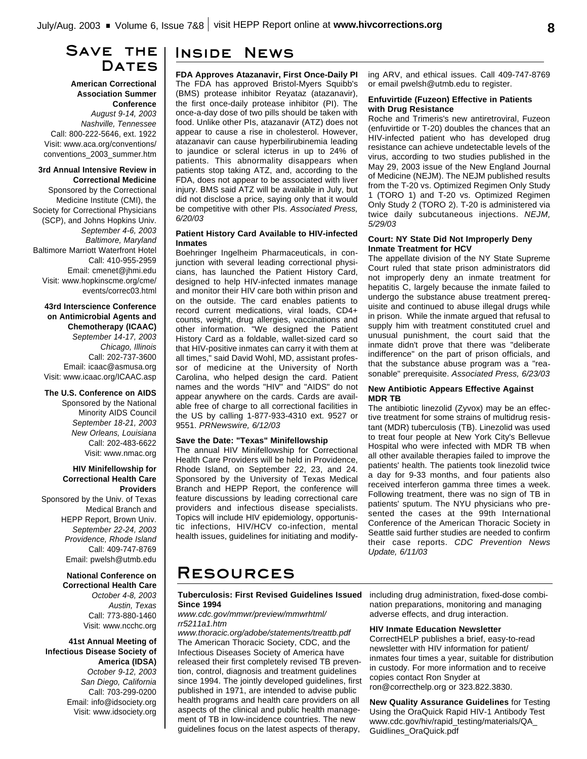## Save the Dates

**American Correctional Association Summer Conference**
*August 9-14, 2003*
*Nashville, Tennessee*
Call: 800-222-5646, ext. 1922
Visit: www.aca.org/conventions/conventions_2003_summer.htm

**3rd Annual Intensive Review in Correctional Medicine**
Sponsored by the Correctional Medicine Institute (CMI), the Society for Correctional Physicians (SCP), and Johns Hopkins Univ.
*September 4-6, 2003*
*Baltimore, Maryland*
Baltimore Marriott Waterfront Hotel
Call: 410-955-2959
Email: cmenet@jhmi.edu
Visit: www.hopkinscme.org/cme/events/correc03.html

**43rd Interscience Conference on Antimicrobial Agents and Chemotherapy (ICAAC)**
*September 14-17, 2003*
*Chicago, Illinois*
Call: 202-737-3600
Email: icaac@asmusa.org
Visit: www.icaac.org/ICAAC.asp

**The U.S. Conference on AIDS**
Sponsored by the National Minority AIDS Council
*September 18-21, 2003*
*New Orleans, Louisiana*
Call: 202-483-6622
Visit: www.nmac.org

**HIV Minifellowship for Correctional Health Care Providers**
Sponsored by the Univ. of Texas Medical Branch and HEPP Report, Brown Univ.
*September 22-24, 2003*
*Providence, Rhode Island*
Call: 409-747-8769
Email: pwelsh@utmb.edu

**National Conference on Correctional Health Care**
*October 4-8, 2003*
*Austin, Texas*
Call: 773-880-1460
Visit: www.ncchc.org

**41st Annual Meeting of Infectious Disease Society of America (IDSA)**
*October 9-12, 2003*
*San Diego, California*
Call: 703-299-0200
Email: info@idsociety.org
Visit: www.idsociety.org

## Inside News

**FDA Approves Atazanavir, First Once-Daily PI**
The FDA has approved Bristol-Myers Squibb's (BMS) protease inhibitor Reyataz (atazanavir), the first once-daily protease inhibitor (PI). The once-a-day dose of two pills should be taken with food. Unlike other PIs, atazanavir (ATZ) does not appear to cause a rise in cholesterol. However, atazanavir can cause hyperbilirubinemia leading to jaundice or scleral icterus in up to 24% of patients. This abnormality disappears when patients stop taking ATZ, and, according to the FDA, does not appear to be associated with liver injury. BMS said ATZ will be available in July, but did not disclose a price, saying only that it would be competitive with other PIs. *Associated Press, 6/20/03*

**Patient History Card Available to HIV-infected Inmates**
Boehringer Ingelheim Pharmaceuticals, in conjunction with several leading correctional physicians, has launched the Patient History Card, designed to help HIV-infected inmates manage and monitor their HIV care both within prison and on the outside. The card enables patients to record current medications, viral loads, CD4+ counts, weight, drug allergies, vaccinations and other information. "We designed the Patient History Card as a foldable, wallet-sized card so that HIV-positive inmates can carry it with them at all times," said David Wohl, MD, assistant professor of medicine at the University of North Carolina, who helped design the card. Patient names and the words "HIV" and "AIDS" do not appear anywhere on the cards. Cards are available free of charge to all correctional facilities in the US by calling 1-877-933-4310 ext. 9527 or 9551. *PRNewswire, 6/12/03*

**Save the Date: "Texas" Minifellowship**
The annual HIV Minifellowship for Correctional Health Care Providers will be held in Providence, Rhode Island, on September 22, 23, and 24. Sponsored by the University of Texas Medical Branch and HEPP Report, the conference will feature discussions by leading correctional care providers and infectious disease specialists. Topics will include HIV epidemiology, opportunistic infections, HIV/HCV co-infection, mental health issues, guidelines for initiating and modifying ARV, and ethical issues. Call 409-747-8769 or email pwelsh@utmb.edu to register.

**Enfuvirtide (Fuzeon) Effective in Patients with Drug Resistance**
Roche and Trimeris's new antiretroviral, Fuzeon (enfuvirtide or T-20) doubles the chances that an HIV-infected patient who has developed drug resistance can achieve undetectable levels of the virus, according to two studies published in the May 29, 2003 issue of the New England Journal of Medicine (NEJM). The NEJM published results from the T-20 vs. Optimized Regimen Only Study 1 (TORO 1) and T-20 vs. Optimized Regimen Only Study 2 (TORO 2). T-20 is administered via twice daily subcutaneous injections. *NEJM, 5/29/03*

**Court: NY State Did Not Improperly Deny Inmate Treatment for HCV**
The appellate division of the NY State Supreme Court ruled that state prison administrators did not improperly deny an inmate treatment for hepatitis C, largely because the inmate failed to undergo the substance abuse treatment prerequisite and continued to abuse illegal drugs while in prison. While the inmate argued that refusal to supply him with treatment constituted cruel and unusual punishment, the court said that the inmate didn't prove that there was "deliberate indifference" on the part of prison officials, and that the substance abuse program was a "reasonable" prerequisite. *Associated Press, 6/23/03*

**New Antibiotic Appears Effective Against MDR TB**
The antibiotic linezolid (Zyvox) may be an effective treatment for some strains of multidrug resistant (MDR) tuberculosis (TB). Linezolid was used to treat four people at New York City's Bellevue Hospital who were infected with MDR TB when all other available therapies failed to improve the patients' health. The patients took linezolid twice a day for 9-33 months, and four patients also received interferon gamma three times a week. Following treatment, there was no sign of TB in patients' sputum. The NYU physicians who presented the cases at the 99th International Conference of the American Thoracic Society in Seattle said further studies are needed to confirm their case reports. *CDC Prevention News Update, 6/11/03*

## Resources

**Tuberculosis: First Revised Guidelines Issued Since 1994**
*www.cdc.gov/mmwr/preview/mmwrhtml/rr5211a1.htm*
*www.thoracic.org/adobe/statements/treattb.pdf*
The American Thoracic Society, CDC, and the Infectious Diseases Society of America have released their first completely revised TB prevention, control, diagnosis and treatment guidelines since 1994. The jointly developed guidelines, first published in 1971, are intended to advise public health programs and health care providers on all aspects of the clinical and public health management of TB in low-incidence countries. The new guidelines focus on the latest aspects of therapy, including drug administration, fixed-dose combination preparations, monitoring and managing adverse effects, and drug interaction.

**HIV Inmate Education Newsletter**
CorrectHELP publishes a brief, easy-to-read newsletter with HIV information for patient/inmates four times a year, suitable for distribution in custody. For more information and to receive copies contact Ron Snyder at ron@correcthelp.org or 323.822.3830.

**New Quality Assurance Guidelines** for Testing Using the OraQuick Rapid HIV-1 Antibody Test
www.cdc.gov/hiv/rapid_testing/materials/QA_Guidlines_OraQuick.pdf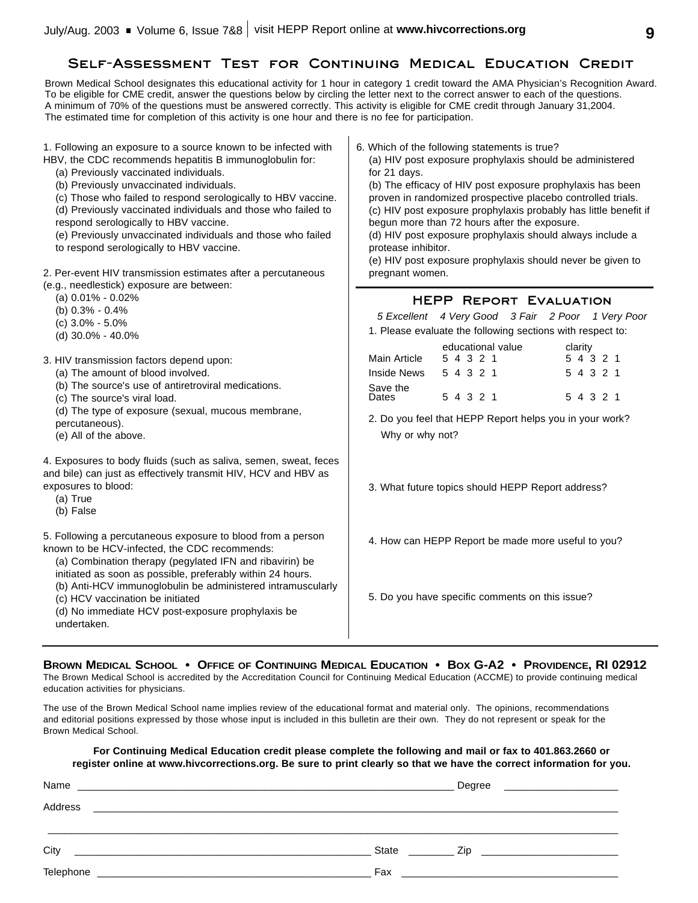## Self-Assessment Test for Continuing Medical Education Credit

Brown Medical School designates this educational activity for 1 hour in category 1 credit toward the AMA Physician's Recognition Award. To be eligible for CME credit, answer the questions below by circling the letter next to the correct answer to each of the questions. A minimum of 70% of the questions must be answered correctly. This activity is eligible for CME credit through January 31,2004. The estimated time for completion of this activity is one hour and there is no fee for participation.

1. Following an exposure to a source known to be infected with HBV, the CDC recommends hepatitis B immunoglobulin for:
   (a) Previously vaccinated individuals.
   (b) Previously unvaccinated individuals.
   (c) Those who failed to respond serologically to HBV vaccine.
   (d) Previously vaccinated individuals and those who failed to respond serologically to HBV vaccine.
   (e) Previously unvaccinated individuals and those who failed to respond serologically to HBV vaccine.

2. Per-event HIV transmission estimates after a percutaneous (e.g., needlestick) exposure are between:
   (a) 0.01% - 0.02%
   (b) 0.3% - 0.4%
   (c) 3.0% - 5.0%
   (d) 30.0% - 40.0%

3. HIV transmission factors depend upon:
   (a) The amount of blood involved.
   (b) The source's use of antiretroviral medications.
   (c) The source's viral load.
   (d) The type of exposure (sexual, mucous membrane, percutaneous).
   (e) All of the above.

4. Exposures to body fluids (such as saliva, semen, sweat, feces and bile) can just as effectively transmit HIV, HCV and HBV as exposures to blood:
   (a) True
   (b) False

5. Following a percutaneous exposure to blood from a person known to be HCV-infected, the CDC recommends:
   (a) Combination therapy (pegylated IFN and ribavirin) be initiated as soon as possible, preferably within 24 hours.
   (b) Anti-HCV immunoglobulin be administered intramuscularly
   (c) HCV vaccination be initiated
   (d) No immediate HCV post-exposure prophylaxis be undertaken.

6. Which of the following statements is true?
   (a) HIV post exposure prophylaxis should be administered for 21 days.
   (b) The efficacy of HIV post exposure prophylaxis has been proven in randomized prospective placebo controlled trials.
   (c) HIV post exposure prophylaxis probably has little benefit if begun more than 72 hours after the exposure.
   (d) HIV post exposure prophylaxis should always include a protease inhibitor.
   (e) HIV post exposure prophylaxis should never be given to pregnant women.

## HEPP Report Evaluation

*5 Excellent 4 Very Good 3 Fair 2 Poor 1 Very Poor*

1. Please evaluate the following sections with respect to:

| | educational value | clarity |
|---|---|---|
| Main Article | 5 4 3 2 1 | 5 4 3 2 1 |
| Inside News | 5 4 3 2 1 | 5 4 3 2 1 |
| Save the Dates | 5 4 3 2 1 | 5 4 3 2 1 |

2. Do you feel that HEPP Report helps you in your work? Why or why not?

3. What future topics should HEPP Report address?

4. How can HEPP Report be made more useful to you?

5. Do you have specific comments on this issue?

---

**Brown Medical School • Office of Continuing Medical Education • Box G-A2 • Providence, RI 02912**

The Brown Medical School is accredited by the Accreditation Council for Continuing Medical Education (ACCME) to provide continuing medical education activities for physicians.

The use of the Brown Medical School name implies review of the educational format and material only. The opinions, recommendations and editorial positions expressed by those whose input is included in this bulletin are their own. They do not represent or speak for the Brown Medical School.

**For Continuing Medical Education credit please complete the following and mail or fax to 401.863.2660 or register online at www.hivcorrections.org. Be sure to print clearly so that we have the correct information for you.**

Name ______________________________ Degree ____________

Address ____________________________________________

____________________________________________________

City ____________________ State ________ Zip ____________

Telephone __________________ Fax ______________________